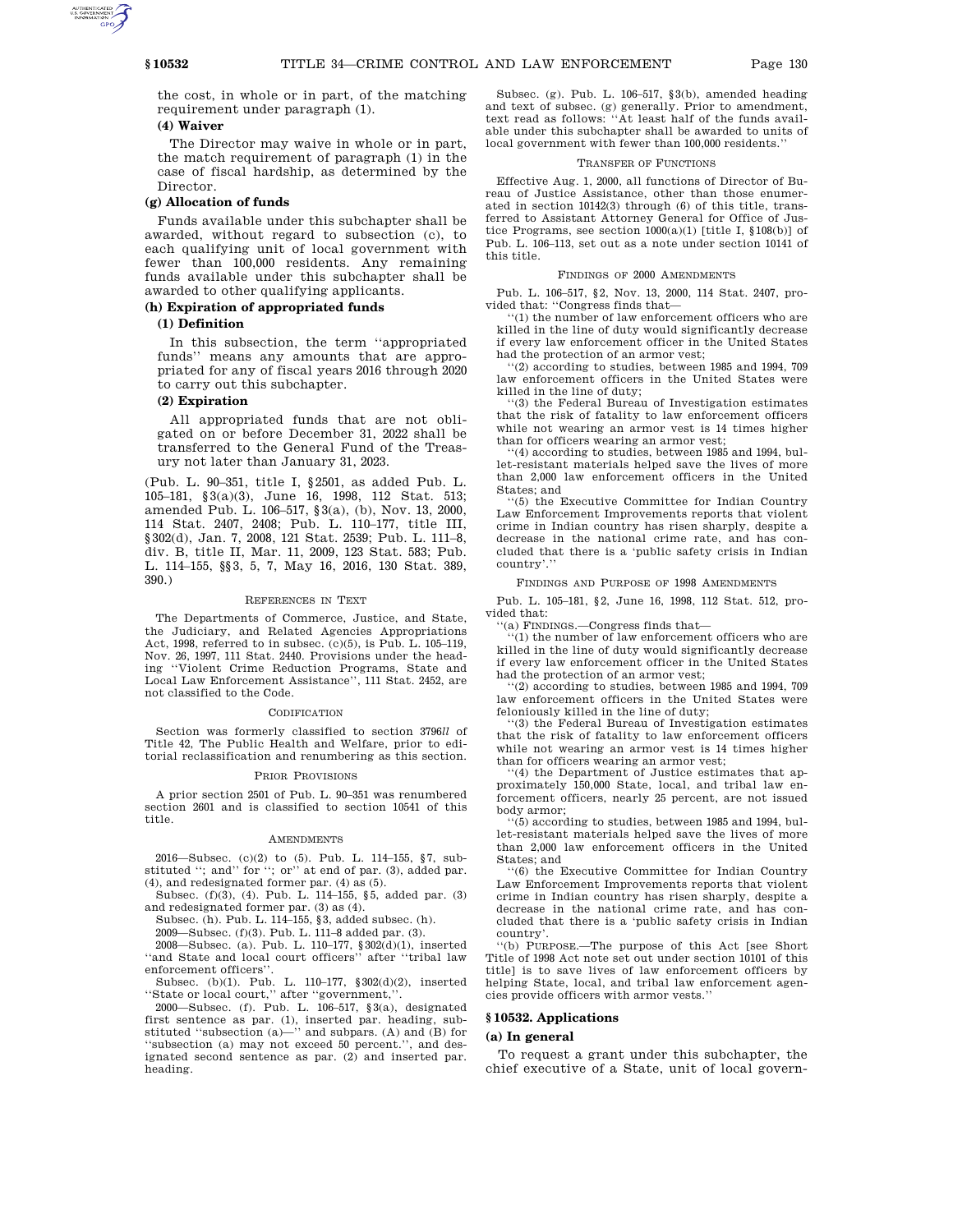the cost, in whole or in part, of the matching requirement under paragraph (1).

**(4) Waiver**

The Director may waive in whole or in part, the match requirement of paragraph (1) in the case of fiscal hardship, as determined by the Director.

**(g) Allocation of funds**

Funds available under this subchapter shall be awarded, without regard to subsection (c), to each qualifying unit of local government with fewer than 100,000 residents. Any remaining funds available under this subchapter shall be awarded to other qualifying applicants.

**(h) Expiration of appropriated funds**

**(1) Definition**

In this subsection, the term ''appropriated funds'' means any amounts that are appropriated for any of fiscal years 2016 through 2020 to carry out this subchapter.

**(2) Expiration**

All appropriated funds that are not obligated on or before December 31, 2022 shall be transferred to the General Fund of the Treasury not later than January 31, 2023.

(Pub. L. 90–351, title I, §2501, as added Pub. L. 105–181, §3(a)(3), June 16, 1998, 112 Stat. 513; amended Pub. L. 106–517, §3(a), (b), Nov. 13, 2000, 114 Stat. 2407, 2408; Pub. L. 110–177, title III, §302(d), Jan. 7, 2008, 121 Stat. 2539; Pub. L. 111–8, div. B, title II, Mar. 11, 2009, 123 Stat. 583; Pub. L. 114–155, §§3, 5, 7, May 16, 2016, 130 Stat. 389, 390.)

REFERENCES IN TEXT

The Departments of Commerce, Justice, and State, the Judiciary, and Related Agencies Appropriations Act, 1998, referred to in subsec. (c)(5), is Pub. L. 105–119, Nov. 26, 1997, 111 Stat. 2440. Provisions under the heading ''Violent Crime Reduction Programs, State and Local Law Enforcement Assistance'', 111 Stat. 2452, are not classified to the Code.

CODIFICATION

Section was formerly classified to section 3796*ll* of Title 42, The Public Health and Welfare, prior to editorial reclassification and renumbering as this section.

PRIOR PROVISIONS

A prior section 2501 of Pub. L. 90–351 was renumbered section 2601 and is classified to section 10541 of this title.

AMENDMENTS

2016—Subsec. (c)(2) to (5). Pub. L. 114–155, §7, substituted ''; and'' for ''; or'' at end of par. (3), added par. (4), and redesignated former par. (4) as (5).

Subsec. (f)(3), (4). Pub. L. 114–155, §5, added par. (3) and redesignated former par. (3) as (4).

Subsec. (h). Pub. L. 114–155, §3, added subsec. (h).

2009—Subsec. (f)(3). Pub. L. 111–8 added par. (3).

2008—Subsec. (a). Pub. L. 110–177, §302(d)(1), inserted ''and State and local court officers'' after ''tribal law enforcement officers''.

Subsec. (b)(1). Pub. L. 110–177, §302(d)(2), inserted ''State or local court,'' after ''government,''.

2000—Subsec. (f). Pub. L. 106–517, §3(a), designated first sentence as par. (1), inserted par. heading, substituted ''subsection (a)—'' and subpars. (A) and (B) for ''subsection (a) may not exceed 50 percent.'', and designated second sentence as par. (2) and inserted par. heading.

Subsec. (g). Pub. L. 106–517, §3(b), amended heading and text of subsec. (g) generally. Prior to amendment, text read as follows: ''At least half of the funds available under this subchapter shall be awarded to units of local government with fewer than 100,000 residents.''

TRANSFER OF FUNCTIONS

Effective Aug. 1, 2000, all functions of Director of Bureau of Justice Assistance, other than those enumerated in section 10142(3) through (6) of this title, transferred to Assistant Attorney General for Office of Justice Programs, see section 1000(a)(1) [title I, §108(b)] of Pub. L. 106–113, set out as a note under section 10141 of this title.

FINDINGS OF 2000 AMENDMENTS

Pub. L. 106–517, §2, Nov. 13, 2000, 114 Stat. 2407, provided that: ''Congress finds that—

''(1) the number of law enforcement officers who are killed in the line of duty would significantly decrease if every law enforcement officer in the United States had the protection of an armor vest;

''(2) according to studies, between 1985 and 1994, 709 law enforcement officers in the United States were killed in the line of duty;

''(3) the Federal Bureau of Investigation estimates that the risk of fatality to law enforcement officers while not wearing an armor vest is 14 times higher than for officers wearing an armor vest;

''(4) according to studies, between 1985 and 1994, bullet-resistant materials helped save the lives of more than 2,000 law enforcement officers in the United States; and

''(5) the Executive Committee for Indian Country Law Enforcement Improvements reports that violent crime in Indian country has risen sharply, despite a decrease in the national crime rate, and has concluded that there is a 'public safety crisis in Indian country'.''

FINDINGS AND PURPOSE OF 1998 AMENDMENTS

Pub. L. 105–181, §2, June 16, 1998, 112 Stat. 512, provided that:

''(a) FINDINGS.—Congress finds that—

''(1) the number of law enforcement officers who are killed in the line of duty would significantly decrease if every law enforcement officer in the United States had the protection of an armor vest;

''(2) according to studies, between 1985 and 1994, 709 law enforcement officers in the United States were feloniously killed in the line of duty;

''(3) the Federal Bureau of Investigation estimates that the risk of fatality to law enforcement officers while not wearing an armor vest is 14 times higher than for officers wearing an armor vest;

''(4) the Department of Justice estimates that approximately 150,000 State, local, and tribal law enforcement officers, nearly 25 percent, are not issued body armor;

''(5) according to studies, between 1985 and 1994, bullet-resistant materials helped save the lives of more than 2,000 law enforcement officers in the United States; and

''(6) the Executive Committee for Indian Country Law Enforcement Improvements reports that violent crime in Indian country has risen sharply, despite a decrease in the national crime rate, and has concluded that there is a 'public safety crisis in Indian country'.

''(b) PURPOSE.—The purpose of this Act [see Short Title of 1998 Act note set out under section 10101 of this title] is to save lives of law enforcement officers by helping State, local, and tribal law enforcement agencies provide officers with armor vests.''

## §10532. Applications

**(a) In general**

To request a grant under this subchapter, the chief executive of a State, unit of local govern-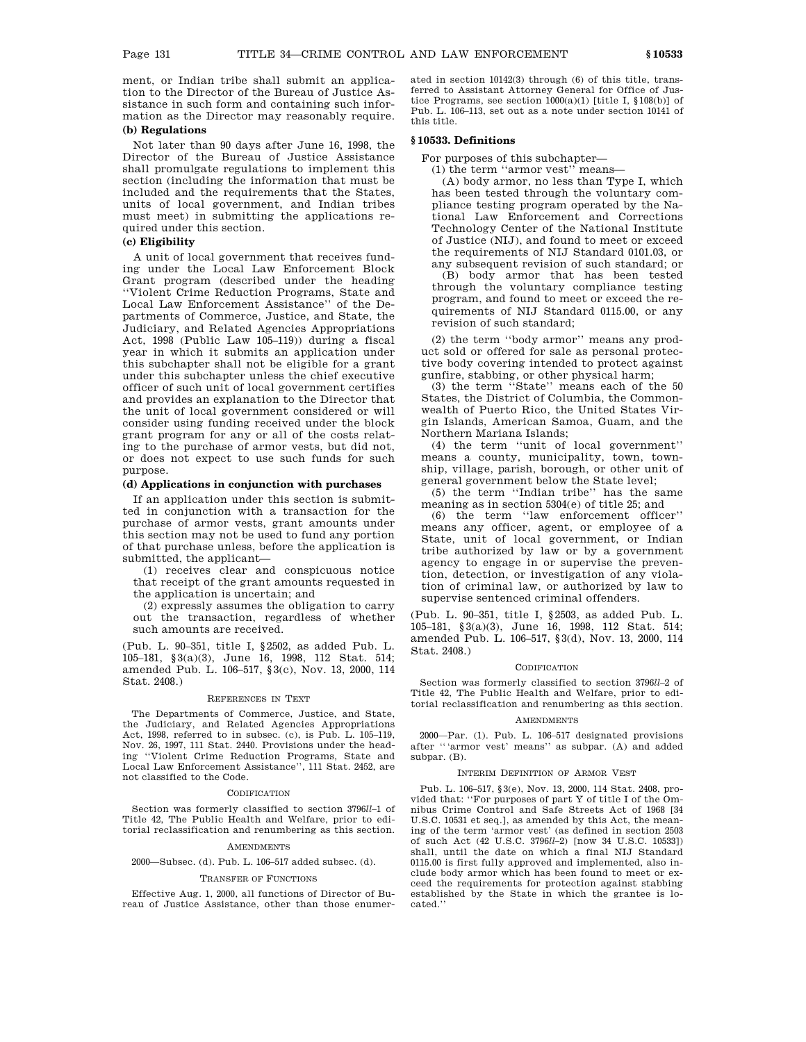ment, or Indian tribe shall submit an application to the Director of the Bureau of Justice Assistance in such form and containing such information as the Director may reasonably require.

**(b) Regulations**

Not later than 90 days after June 16, 1998, the Director of the Bureau of Justice Assistance shall promulgate regulations to implement this section (including the information that must be included and the requirements that the States, units of local government, and Indian tribes must meet) in submitting the applications required under this section.

**(c) Eligibility**

A unit of local government that receives funding under the Local Law Enforcement Block Grant program (described under the heading ''Violent Crime Reduction Programs, State and Local Law Enforcement Assistance'' of the Departments of Commerce, Justice, and State, the Judiciary, and Related Agencies Appropriations Act, 1998 (Public Law 105–119)) during a fiscal year in which it submits an application under this subchapter shall not be eligible for a grant under this subchapter unless the chief executive officer of such unit of local government certifies and provides an explanation to the Director that the unit of local government considered or will consider using funding received under the block grant program for any or all of the costs relating to the purchase of armor vests, but did not, or does not expect to use such funds for such purpose.

**(d) Applications in conjunction with purchases**

If an application under this section is submitted in conjunction with a transaction for the purchase of armor vests, grant amounts under this section may not be used to fund any portion of that purchase unless, before the application is submitted, the applicant—

(1) receives clear and conspicuous notice that receipt of the grant amounts requested in the application is uncertain; and

(2) expressly assumes the obligation to carry out the transaction, regardless of whether such amounts are received.

(Pub. L. 90–351, title I, §2502, as added Pub. L. 105–181, §3(a)(3), June 16, 1998, 112 Stat. 514; amended Pub. L. 106–517, §3(c), Nov. 13, 2000, 114 Stat. 2408.)

REFERENCES IN TEXT

The Departments of Commerce, Justice, and State, the Judiciary, and Related Agencies Appropriations Act, 1998, referred to in subsec. (c), is Pub. L. 105–119, Nov. 26, 1997, 111 Stat. 2440. Provisions under the heading ''Violent Crime Reduction Programs, State and Local Law Enforcement Assistance'', 111 Stat. 2452, are not classified to the Code.

CODIFICATION

Section was formerly classified to section 3796*ll*–1 of Title 42, The Public Health and Welfare, prior to editorial reclassification and renumbering as this section.

AMENDMENTS

2000—Subsec. (d). Pub. L. 106–517 added subsec. (d).

TRANSFER OF FUNCTIONS

Effective Aug. 1, 2000, all functions of Director of Bureau of Justice Assistance, other than those enumerated in section 10142(3) through (6) of this title, transferred to Assistant Attorney General for Office of Justice Programs, see section 1000(a)(1) [title I, §108(b)] of Pub. L. 106–113, set out as a note under section 10141 of this title.

### §10533. Definitions

For purposes of this subchapter—

(1) the term ''armor vest'' means—

(A) body armor, no less than Type I, which has been tested through the voluntary compliance testing program operated by the National Law Enforcement and Corrections Technology Center of the National Institute of Justice (NIJ), and found to meet or exceed the requirements of NIJ Standard 0101.03, or any subsequent revision of such standard; or

(B) body armor that has been tested through the voluntary compliance testing program, and found to meet or exceed the requirements of NIJ Standard 0115.00, or any revision of such standard;

(2) the term ''body armor'' means any product sold or offered for sale as personal protective body covering intended to protect against gunfire, stabbing, or other physical harm;

(3) the term ''State'' means each of the 50 States, the District of Columbia, the Commonwealth of Puerto Rico, the United States Virgin Islands, American Samoa, Guam, and the Northern Mariana Islands;

(4) the term ''unit of local government'' means a county, municipality, town, township, village, parish, borough, or other unit of general government below the State level;

(5) the term ''Indian tribe'' has the same meaning as in section 5304(e) of title 25; and

(6) the term ''law enforcement officer'' means any officer, agent, or employee of a State, unit of local government, or Indian tribe authorized by law or by a government agency to engage in or supervise the prevention, detection, or investigation of any violation of criminal law, or authorized by law to supervise sentenced criminal offenders.

(Pub. L. 90–351, title I, §2503, as added Pub. L. 105–181, §3(a)(3), June 16, 1998, 112 Stat. 514; amended Pub. L. 106–517, §3(d), Nov. 13, 2000, 114 Stat. 2408.)

CODIFICATION

Section was formerly classified to section 3796*ll*–2 of Title 42, The Public Health and Welfare, prior to editorial reclassification and renumbering as this section.

AMENDMENTS

2000—Par. (1). Pub. L. 106–517 designated provisions after '' 'armor vest' means'' as subpar. (A) and added subpar. (B).

INTERIM DEFINITION OF ARMOR VEST

Pub. L. 106–517, §3(e), Nov. 13, 2000, 114 Stat. 2408, provided that: ''For purposes of part Y of title I of the Omnibus Crime Control and Safe Streets Act of 1968 [34 U.S.C. 10531 et seq.], as amended by this Act, the meaning of the term 'armor vest' (as defined in section 2503 of such Act (42 U.S.C. 3796*ll*–2) [now 34 U.S.C. 10533]) shall, until the date on which a final NIJ Standard 0115.00 is first fully approved and implemented, also include body armor which has been found to meet or exceed the requirements for protection against stabbing established by the State in which the grantee is located.''